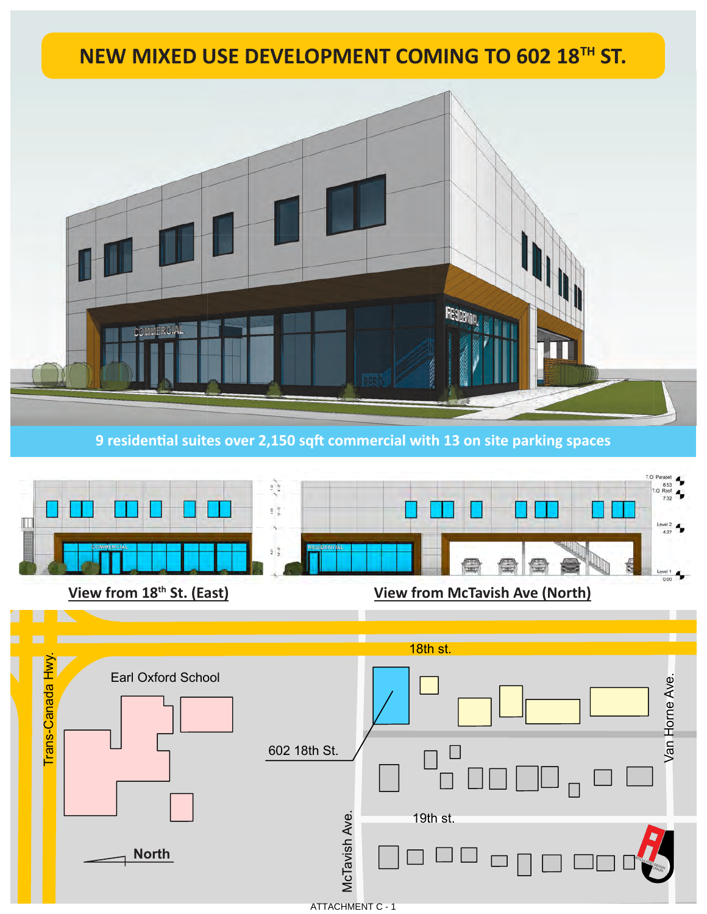# NEW MIXED USE DEVELOPMENT COMING TO 602 18[TH] ST.

**9 residential suites over 2,150 sqft commercial with 13 on site parking spaces**

**View from 18th St. (East)**

**View from McTavish Ave (North)**

18th st.

Trans-Canada Hwy.

Earl Oxford School

602 18th St.

Van Horne Ave.

19th st.

McTavish Ave.

North

ATTACHMENT C - 1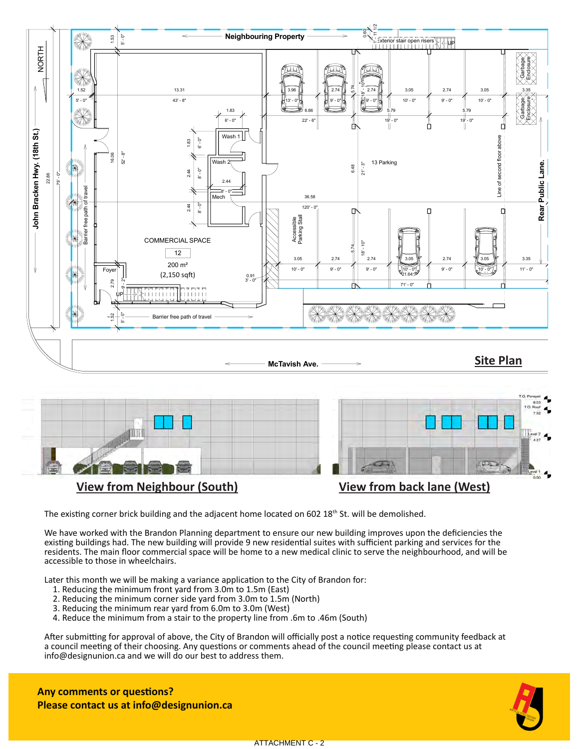## Site Plan

Neighbouring Property

John Bracken Hwy. (18th St.)

McTavish Ave.

Rear Public Lane.

NORTH

COMMERCIAL SPACE

12

200 m²

(2,150 sqft)

13 Parking

Wash 1

Wash 2

Mech

Foyer

Accessible Parking Stall

Barrier free path of travel

Garbage Enclosure

Line of second floor above

Exterior stair open risers

**View from Neighbour (South)**

**View from back lane (West)**

The existing corner brick building and the adjacent home located on 602 18th St. will be demolished.

We have worked with the Brandon Planning department to ensure our new building improves upon the deficiencies the existing buildings had. The new building will provide 9 new residential suites with sufficient parking and services for the residents. The main floor commercial space will be home to a new medical clinic to serve the neighbourhood, and will be accessible to those in wheelchairs.

Later this month we will be making a variance application to the City of Brandon for:

1. Reducing the minimum front yard from 3.0m to 1.5m (East)
2. Reducing the minimum corner side yard from 3.0m to 1.5m (North)
3. Reducing the minimum rear yard from 6.0m to 3.0m (West)
4. Reduce the minimum from a stair to the property line from .6m to .46m (South)

After submitting for approval of above, the City of Brandon will officially post a notice requesting community feedback at a council meeting of their choosing. Any questions or comments ahead of the council meeting please contact us at info@designunion.ca and we will do our best to address them.

**Any comments or questions?**
**Please contact us at info@designunion.ca**

ATTACHMENT C - 2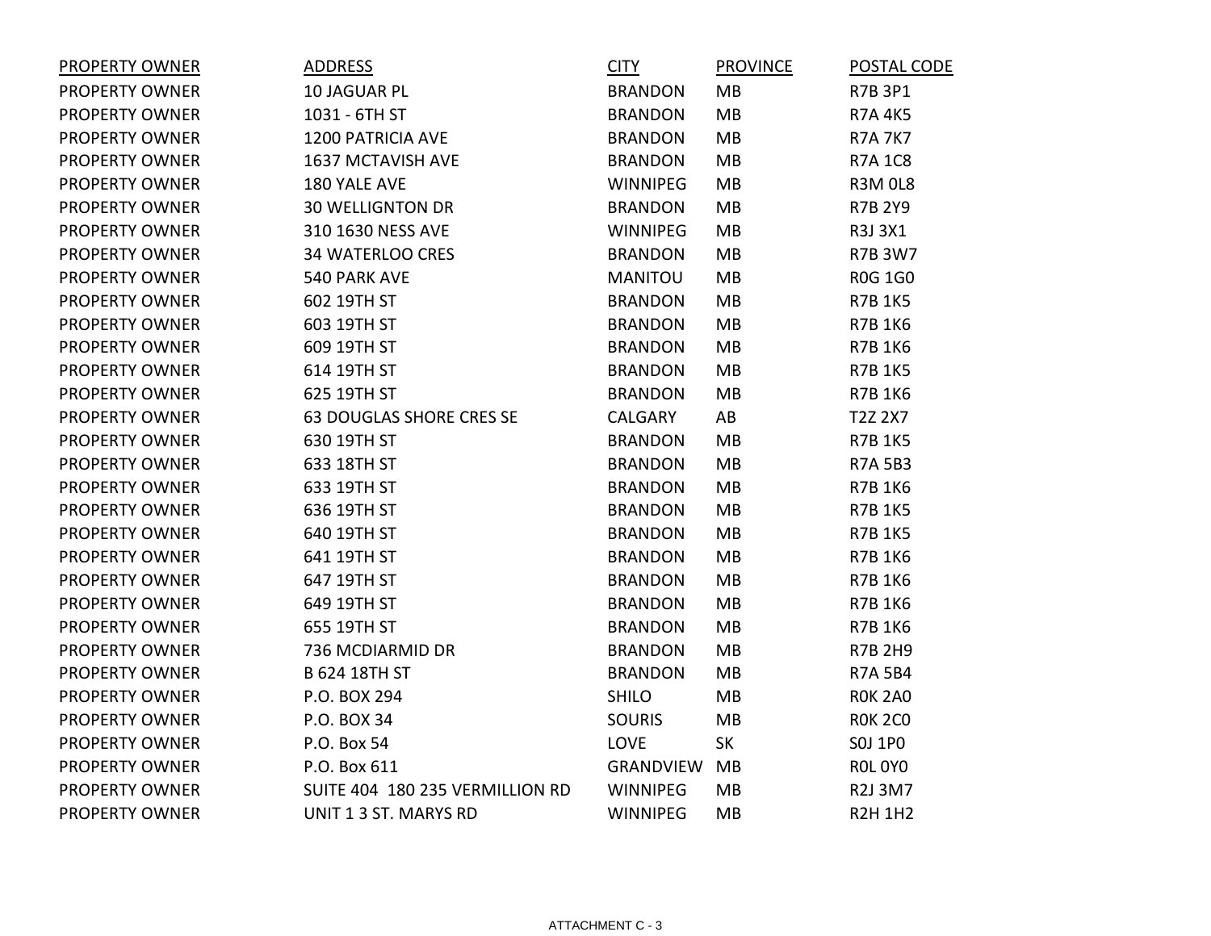| PROPERTY OWNER | ADDRESS | CITY | PROVINCE | POSTAL CODE |
|---|---|---|---|---|
| PROPERTY OWNER | 10 JAGUAR PL | BRANDON | MB | R7B 3P1 |
| PROPERTY OWNER | 1031 - 6TH ST | BRANDON | MB | R7A 4K5 |
| PROPERTY OWNER | 1200 PATRICIA AVE | BRANDON | MB | R7A 7K7 |
| PROPERTY OWNER | 1637 MCTAVISH AVE | BRANDON | MB | R7A 1C8 |
| PROPERTY OWNER | 180 YALE AVE | WINNIPEG | MB | R3M 0L8 |
| PROPERTY OWNER | 30 WELLIGNTON DR | BRANDON | MB | R7B 2Y9 |
| PROPERTY OWNER | 310 1630 NESS AVE | WINNIPEG | MB | R3J 3X1 |
| PROPERTY OWNER | 34 WATERLOO CRES | BRANDON | MB | R7B 3W7 |
| PROPERTY OWNER | 540 PARK AVE | MANITOU | MB | R0G 1G0 |
| PROPERTY OWNER | 602 19TH ST | BRANDON | MB | R7B 1K5 |
| PROPERTY OWNER | 603 19TH ST | BRANDON | MB | R7B 1K6 |
| PROPERTY OWNER | 609 19TH ST | BRANDON | MB | R7B 1K6 |
| PROPERTY OWNER | 614 19TH ST | BRANDON | MB | R7B 1K5 |
| PROPERTY OWNER | 625 19TH ST | BRANDON | MB | R7B 1K6 |
| PROPERTY OWNER | 63 DOUGLAS SHORE CRES SE | CALGARY | AB | T2Z 2X7 |
| PROPERTY OWNER | 630 19TH ST | BRANDON | MB | R7B 1K5 |
| PROPERTY OWNER | 633 18TH ST | BRANDON | MB | R7A 5B3 |
| PROPERTY OWNER | 633 19TH ST | BRANDON | MB | R7B 1K6 |
| PROPERTY OWNER | 636 19TH ST | BRANDON | MB | R7B 1K5 |
| PROPERTY OWNER | 640 19TH ST | BRANDON | MB | R7B 1K5 |
| PROPERTY OWNER | 641 19TH ST | BRANDON | MB | R7B 1K6 |
| PROPERTY OWNER | 647 19TH ST | BRANDON | MB | R7B 1K6 |
| PROPERTY OWNER | 649 19TH ST | BRANDON | MB | R7B 1K6 |
| PROPERTY OWNER | 655 19TH ST | BRANDON | MB | R7B 1K6 |
| PROPERTY OWNER | 736 MCDIARMID DR | BRANDON | MB | R7B 2H9 |
| PROPERTY OWNER | B 624 18TH ST | BRANDON | MB | R7A 5B4 |
| PROPERTY OWNER | P.O. BOX 294 | SHILO | MB | R0K 2A0 |
| PROPERTY OWNER | P.O. BOX 34 | SOURIS | MB | R0K 2C0 |
| PROPERTY OWNER | P.O. Box 54 | LOVE | SK | S0J 1P0 |
| PROPERTY OWNER | P.O. Box 611 | GRANDVIEW | MB | R0L 0Y0 |
| PROPERTY OWNER | SUITE 404 180 235 VERMILLION RD | WINNIPEG | MB | R2J 3M7 |
| PROPERTY OWNER | UNIT 1 3 ST. MARYS RD | WINNIPEG | MB | R2H 1H2 |

ATTACHMENT C - 3